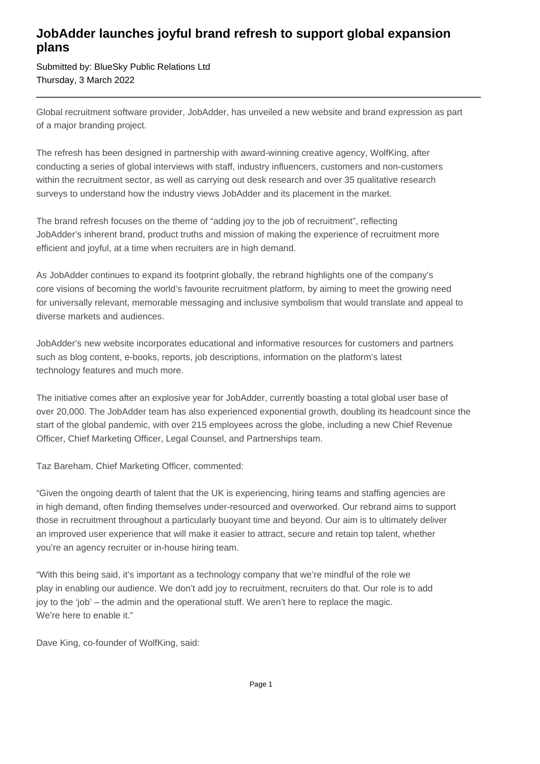# JobAdder launches joyful brand refresh to support global expansion plans

Submitted by: BlueSky Public Relations Ltd
Thursday, 3 March 2022

---

Global recruitment software provider, JobAdder, has unveiled a new website and brand expression as part of a major branding project.

The refresh has been designed in partnership with award-winning creative agency, WolfKing, after conducting a series of global interviews with staff, industry influencers, customers and non-customers within the recruitment sector, as well as carrying out desk research and over 35 qualitative research surveys to understand how the industry views JobAdder and its placement in the market.

The brand refresh focuses on the theme of "adding joy to the job of recruitment", reflecting JobAdder's inherent brand, product truths and mission of making the experience of recruitment more efficient and joyful, at a time when recruiters are in high demand.

As JobAdder continues to expand its footprint globally, the rebrand highlights one of the company's core visions of becoming the world's favourite recruitment platform, by aiming to meet the growing need for universally relevant, memorable messaging and inclusive symbolism that would translate and appeal to diverse markets and audiences.

JobAdder's new website incorporates educational and informative resources for customers and partners such as blog content, e-books, reports, job descriptions, information on the platform's latest technology features and much more.

The initiative comes after an explosive year for JobAdder, currently boasting a total global user base of over 20,000. The JobAdder team has also experienced exponential growth, doubling its headcount since the start of the global pandemic, with over 215 employees across the globe, including a new Chief Revenue Officer, Chief Marketing Officer, Legal Counsel, and Partnerships team.

Taz Bareham, Chief Marketing Officer, commented:

"Given the ongoing dearth of talent that the UK is experiencing, hiring teams and staffing agencies are in high demand, often finding themselves under-resourced and overworked. Our rebrand aims to support those in recruitment throughout a particularly buoyant time and beyond. Our aim is to ultimately deliver an improved user experience that will make it easier to attract, secure and retain top talent, whether you're an agency recruiter or in-house hiring team.

"With this being said, it's important as a technology company that we're mindful of the role we play in enabling our audience. We don't add joy to recruitment, recruiters do that. Our role is to add joy to the 'job' – the admin and the operational stuff. We aren't here to replace the magic. We're here to enable it."

Dave King, co-founder of WolfKing, said: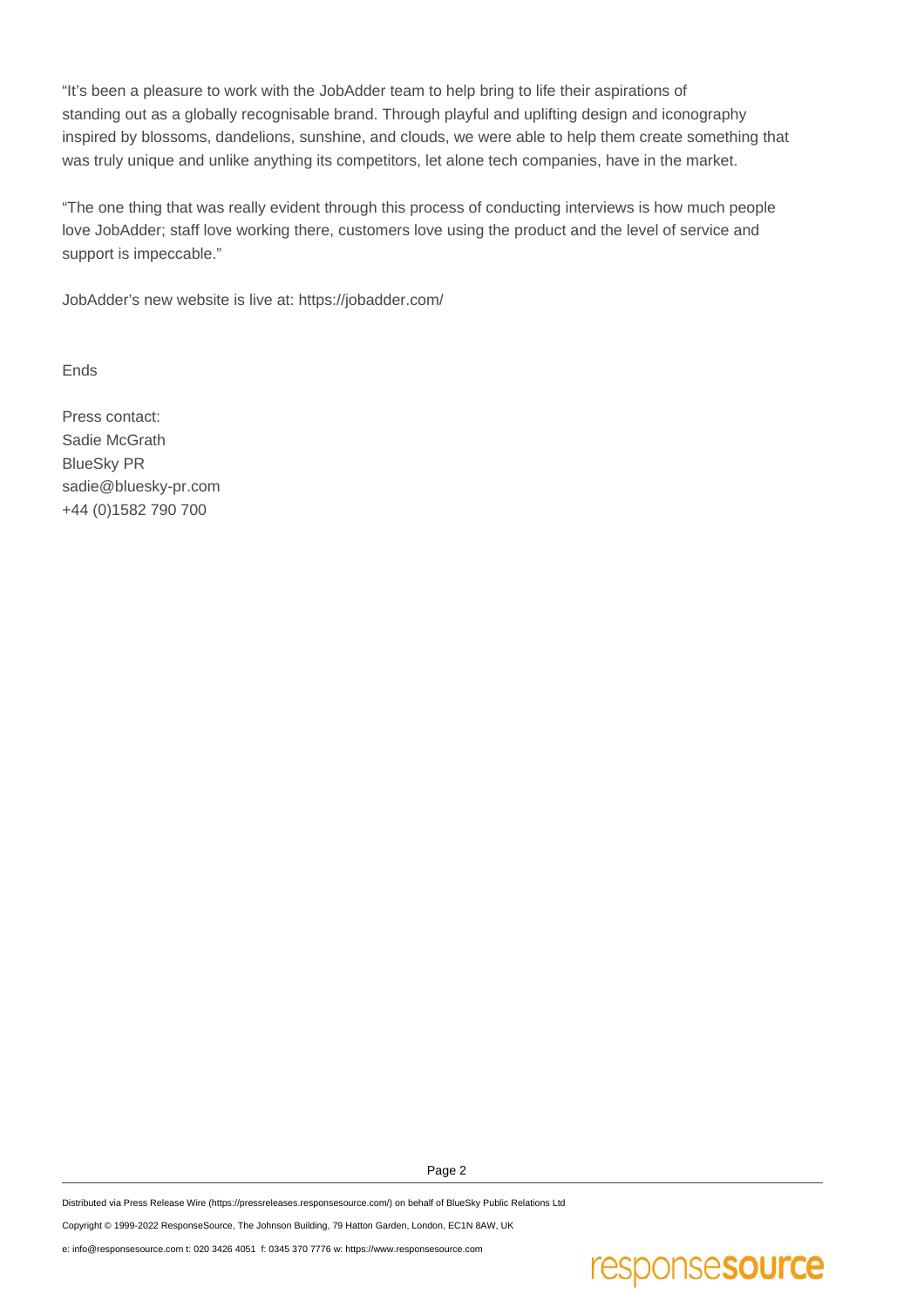"It's been a pleasure to work with the JobAdder team to help bring to life their aspirations of standing out as a globally recognisable brand. Through playful and uplifting design and iconography inspired by blossoms, dandelions, sunshine, and clouds, we were able to help them create something that was truly unique and unlike anything its competitors, let alone tech companies, have in the market.

"The one thing that was really evident through this process of conducting interviews is how much people love JobAdder; staff love working there, customers love using the product and the level of service and support is impeccable."

JobAdder's new website is live at: https://jobadder.com/

Ends

Press contact:
Sadie McGrath
BlueSky PR
sadie@bluesky-pr.com
+44 (0)1582 790 700

Distributed via Press Release Wire (https://pressreleases.responsesource.com/) on behalf of BlueSky Public Relations Ltd

Copyright © 1999-2022 ResponseSource, The Johnson Building, 79 Hatton Garden, London, EC1N 8AW, UK

e: info@responsesource.com t: 020 3426 4051 f: 0345 370 7776 w: https://www.responsesource.com

responsesource